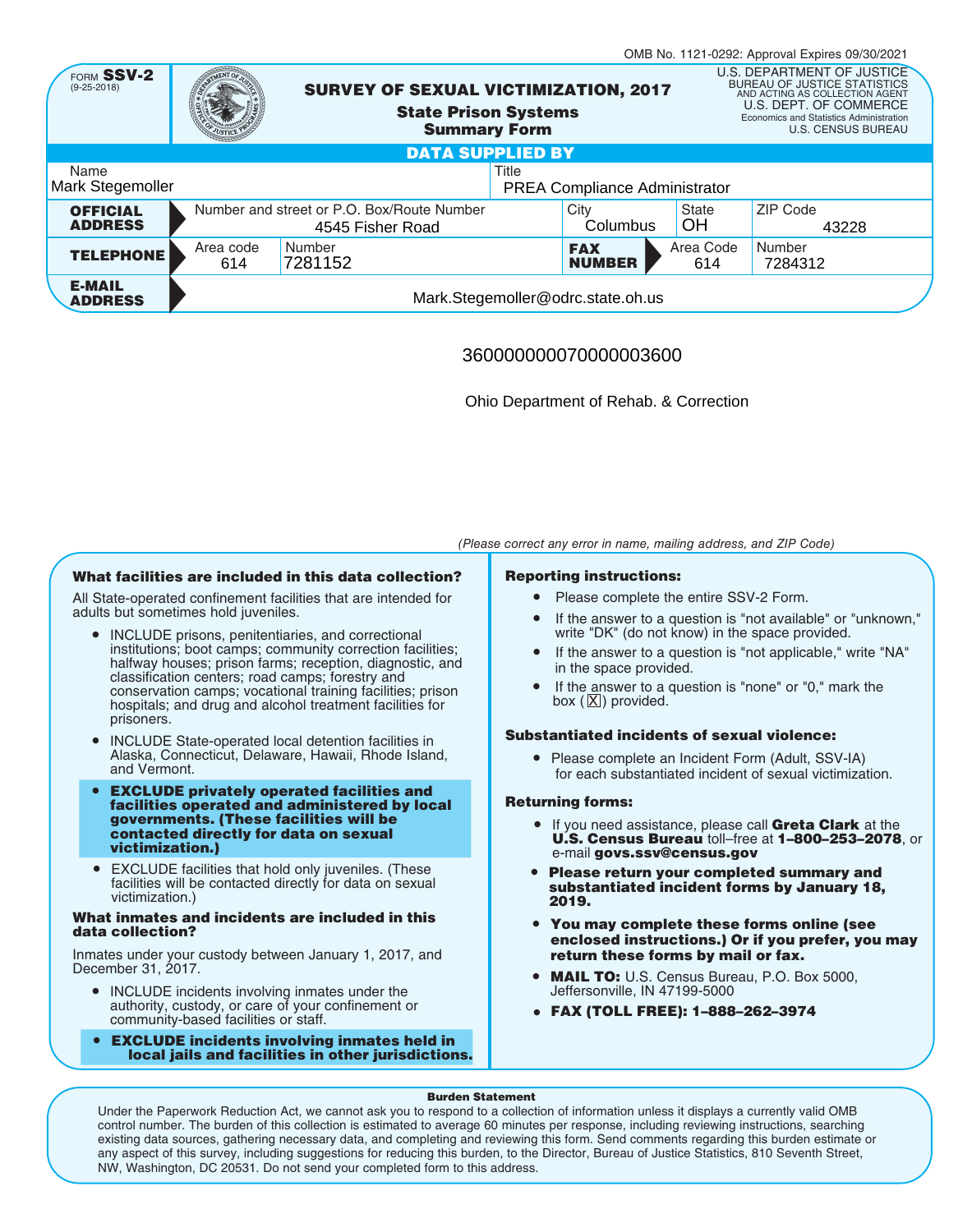OMB No. 1121-0292: Approval Expires 09/30/2021

FORM **SSV-2**
(9-25-2018)

# SURVEY OF SEXUAL VICTIMIZATION, 2017

## State Prison Systems
## Summary Form

U.S. DEPARTMENT OF JUSTICE
BUREAU OF JUSTICE STATISTICS
AND ACTING AS COLLECTION AGENT
U.S. DEPT. OF COMMERCE
Economics and Statistics Administration
U.S. CENSUS BUREAU

**DATA SUPPLIED BY**

| | | | | |
|---|---|---|---|---|
| Name: Mark Stegemoller | | Title: PREA Compliance Administrator | | |
| **OFFICIAL ADDRESS** | Number and street or P.O. Box/Route Number: 4545 Fisher Road | City: Columbus | State: OH | ZIP Code: 43228 |
| **TELEPHONE** | Area code: 614 / Number: 7281152 | **FAX NUMBER** | Area Code: 614 | Number: 7284312 |
| **E-MAIL ADDRESS** | Mark.Stegemoller@odrc.state.oh.us | | | |

360000000070000003600

Ohio Department of Rehab. & Correction

*(Please correct any error in name, mailing address, and ZIP Code)*

### What facilities are included in this data collection?

All State-operated confinement facilities that are intended for adults but sometimes hold juveniles.

- INCLUDE prisons, penitentiaries, and correctional institutions; boot camps; community correction facilities; halfway houses; prison farms; reception, diagnostic, and classification centers; road camps; forestry and conservation camps; vocational training facilities; prison hospitals; and drug and alcohol treatment facilities for prisoners.
- INCLUDE State-operated local detention facilities in Alaska, Connecticut, Delaware, Hawaii, Rhode Island, and Vermont.
- **EXCLUDE privately operated facilities and facilities operated and administered by local governments. (These facilities will be contacted directly for data on sexual victimization.)**
- EXCLUDE facilities that hold only juveniles. (These facilities will be contacted directly for data on sexual victimization.)

### What inmates and incidents are included in this data collection?

Inmates under your custody between January 1, 2017, and December 31, 2017.

- INCLUDE incidents involving inmates under the authority, custody, or care of your confinement or community-based facilities or staff.
- **EXCLUDE incidents involving inmates held in local jails and facilities in other jurisdictions.**

### Reporting instructions:

- Please complete the entire SSV-2 Form.
- If the answer to a question is "not available" or "unknown," write "DK" (do not know) in the space provided.
- If the answer to a question is "not applicable," write "NA" in the space provided.
- If the answer to a question is "none" or "0," mark the box (☒) provided.

### Substantiated incidents of sexual violence:

- Please complete an Incident Form (Adult, SSV-IA) for each substantiated incident of sexual victimization.

### Returning forms:

- If you need assistance, please call **Greta Clark** at the **U.S. Census Bureau** toll–free at **1–800–253–2078**, or e-mail **govs.ssv@census.gov**
- **Please return your completed summary and substantiated incident forms by January 18, 2019.**
- **You may complete these forms online (see enclosed instructions.) Or if you prefer, you may return these forms by mail or fax.**
- **MAIL TO:** U.S. Census Bureau, P.O. Box 5000, Jeffersonville, IN 47199-5000
- **FAX (TOLL FREE): 1–888–262–3974**

**Burden Statement**

Under the Paperwork Reduction Act, we cannot ask you to respond to a collection of information unless it displays a currently valid OMB control number. The burden of this collection is estimated to average 60 minutes per response, including reviewing instructions, searching existing data sources, gathering necessary data, and completing and reviewing this form. Send comments regarding this burden estimate or any aspect of this survey, including suggestions for reducing this burden, to the Director, Bureau of Justice Statistics, 810 Seventh Street, NW, Washington, DC 20531. Do not send your completed form to this address.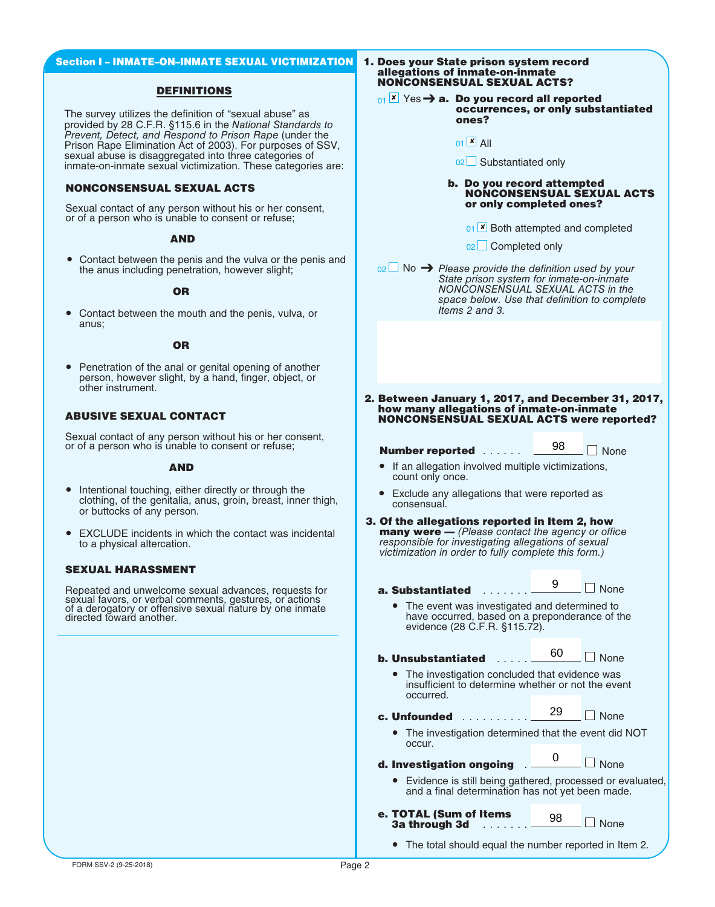## Section I – INMATE-ON-INMATE SEXUAL VICTIMIZATION

### DEFINITIONS

The survey utilizes the definition of "sexual abuse" as provided by 28 C.F.R. §115.6 in the *National Standards to Prevent, Detect, and Respond to Prison Rape* (under the Prison Rape Elimination Act of 2003). For purposes of SSV, sexual abuse is disaggregated into three categories of inmate-on-inmate sexual victimization. These categories are:

**NONCONSENSUAL SEXUAL ACTS**

Sexual contact of any person without his or her consent, or of a person who is unable to consent or refuse;

**AND**

- Contact between the penis and the vulva or the penis and the anus including penetration, however slight;

**OR**

- Contact between the mouth and the penis, vulva, or anus;

**OR**

- Penetration of the anal or genital opening of another person, however slight, by a hand, finger, object, or other instrument.

**ABUSIVE SEXUAL CONTACT**

Sexual contact of any person without his or her consent, or of a person who is unable to consent or refuse;

**AND**

- Intentional touching, either directly or through the clothing, of the genitalia, anus, groin, breast, inner thigh, or buttocks of any person.
- EXCLUDE incidents in which the contact was incidental to a physical altercation.

**SEXUAL HARASSMENT**

Repeated and unwelcome sexual advances, requests for sexual favors, or verbal comments, gestures, or actions of a derogatory or offensive sexual nature by one inmate directed toward another.

---

**1. Does your State prison system record allegations of inmate-on-inmate NONCONSENSUAL SEXUAL ACTS?**

01 [x] Yes ➔ **a. Do you record all reported occurrences, or only substantiated ones?**

- 01 [x] All
- 02 [ ] Substantiated only

**b. Do you record attempted NONCONSENSUAL SEXUAL ACTS or only completed ones?**

- 01 [x] Both attempted and completed
- 02 [ ] Completed only

02 [ ] No ➔ *Please provide the definition used by your State prison system for inmate-on-inmate NONCONSENSUAL SEXUAL ACTS in the space below. Use that definition to complete Items 2 and 3.*

**2. Between January 1, 2017, and December 31, 2017, how many allegations of inmate-on-inmate NONCONSENSUAL SEXUAL ACTS were reported?**

**Number reported** . . . . . . 98 [ ] None

- If an allegation involved multiple victimizations, count only once.
- Exclude any allegations that were reported as consensual.

**3. Of the allegations reported in Item 2, how many were —** *(Please contact the agency or office responsible for investigating allegations of sexual victimization in order to fully complete this form.)*

**a. Substantiated** . . . . . . . 9 [ ] None

- The event was investigated and determined to have occurred, based on a preponderance of the evidence (28 C.F.R. §115.72).

**b. Unsubstantiated** . . . . . 60 [ ] None

- The investigation concluded that evidence was insufficient to determine whether or not the event occurred.

**c. Unfounded** . . . . . . . . . . 29 [ ] None

- The investigation determined that the event did NOT occur.

**d. Investigation ongoing** . 0 [ ] None

- Evidence is still being gathered, processed or evaluated, and a final determination has not yet been made.

**e. TOTAL (Sum of Items 3a through 3d** . . . . . . . 98 [ ] None

- The total should equal the number reported in Item 2.

FORM SSV-2 (9-25-2018)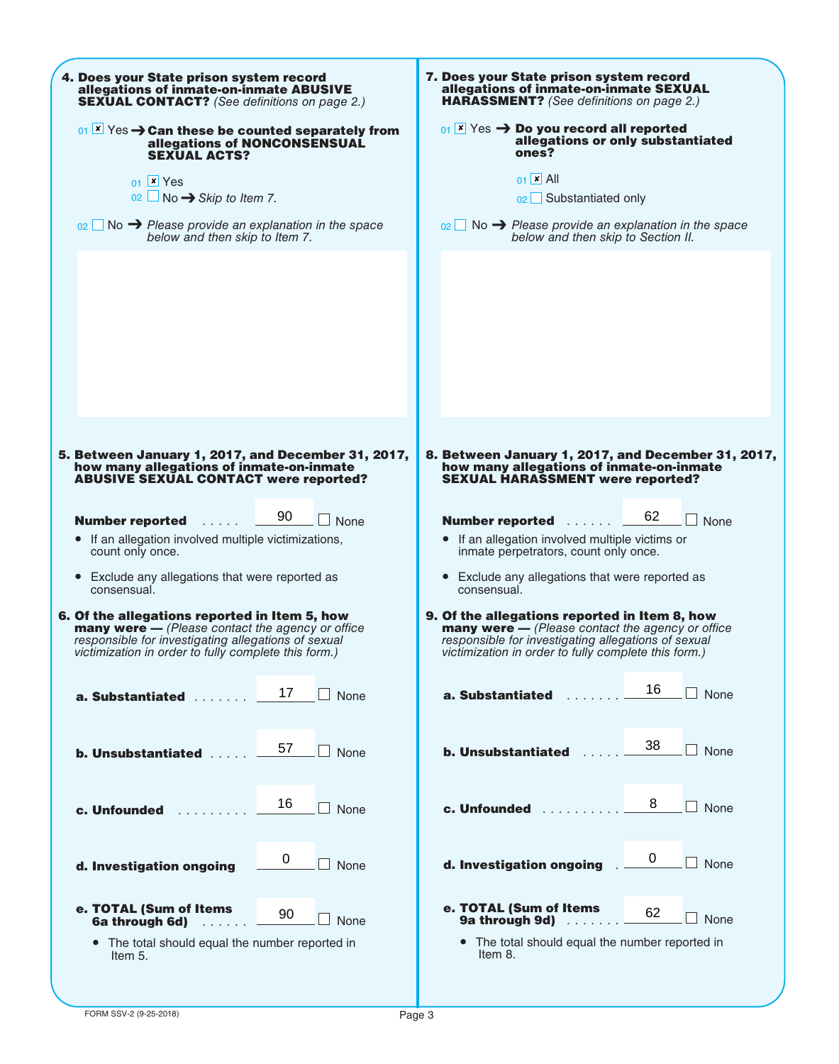**4. Does your State prison system record allegations of inmate-on-inmate ABUSIVE SEXUAL CONTACT?** *(See definitions on page 2.)*

01 ☒ Yes → **Can these be counted separately from allegations of NONCONSENSUAL SEXUAL ACTS?**

- 01 ☒ Yes
- 02 ☐ No → *Skip to Item 7.*

02 ☐ No → *Please provide an explanation in the space below and then skip to Item 7.*

**5. Between January 1, 2017, and December 31, 2017, how many allegations of inmate-on-inmate ABUSIVE SEXUAL CONTACT were reported?**

**Number reported** . . . . . 90 ☐ None

- If an allegation involved multiple victimizations, count only once.
- Exclude any allegations that were reported as consensual.

**6. Of the allegations reported in Item 5, how many were —** *(Please contact the agency or office responsible for investigating allegations of sexual victimization in order to fully complete this form.)*

**a. Substantiated** . . . . . . . 17 ☐ None

**b. Unsubstantiated** . . . . . 57 ☐ None

**c. Unfounded** . . . . . . . . . . 16 ☐ None

**d. Investigation ongoing** 0 ☐ None

**e. TOTAL (Sum of Items 6a through 6d)** . . . . . . 90 ☐ None

- The total should equal the number reported in Item 5.

**7. Does your State prison system record allegations of inmate-on-inmate SEXUAL HARASSMENT?** *(See definitions on page 2.)*

01 ☒ Yes → **Do you record all reported allegations or only substantiated ones?**

- 01 ☒ All
- 02 ☐ Substantiated only

02 ☐ No → *Please provide an explanation in the space below and then skip to Section II.*

**8. Between January 1, 2017, and December 31, 2017, how many allegations of inmate-on-inmate SEXUAL HARASSMENT were reported?**

**Number reported** . . . . . . 62 ☐ None

- If an allegation involved multiple victims or inmate perpetrators, count only once.
- Exclude any allegations that were reported as consensual.

**9. Of the allegations reported in Item 8, how many were —** *(Please contact the agency or office responsible for investigating allegations of sexual victimization in order to fully complete this form.)*

**a. Substantiated** . . . . . . . 16 ☐ None

**b. Unsubstantiated** . . . . . 38 ☐ None

**c. Unfounded** . . . . . . . . . . 8 ☐ None

**d. Investigation ongoing** . 0 ☐ None

**e. TOTAL (Sum of Items 9a through 9d)** . . . . . . . 62 ☐ None

- The total should equal the number reported in Item 8.

FORM SSV-2 (9-25-2018)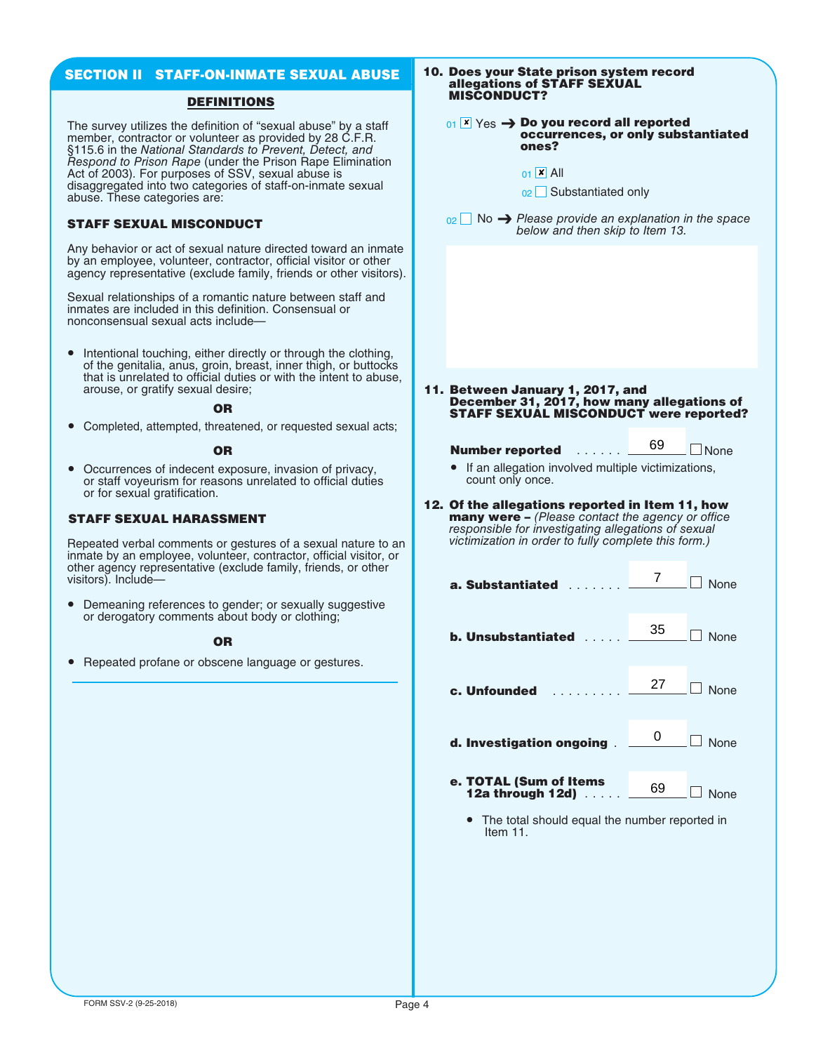## SECTION II STAFF-ON-INMATE SEXUAL ABUSE

### DEFINITIONS

The survey utilizes the definition of "sexual abuse" by a staff member, contractor or volunteer as provided by 28 C.F.R. §115.6 in the *National Standards to Prevent, Detect, and Respond to Prison Rape* (under the Prison Rape Elimination Act of 2003). For purposes of SSV, sexual abuse is disaggregated into two categories of staff-on-inmate sexual abuse. These categories are:

**STAFF SEXUAL MISCONDUCT**

Any behavior or act of sexual nature directed toward an inmate by an employee, volunteer, contractor, official visitor or other agency representative (exclude family, friends or other visitors).

Sexual relationships of a romantic nature between staff and inmates are included in this definition. Consensual or nonconsensual sexual acts include—

- Intentional touching, either directly or through the clothing, of the genitalia, anus, groin, breast, inner thigh, or buttocks that is unrelated to official duties or with the intent to abuse, arouse, or gratify sexual desire;

**OR**

- Completed, attempted, threatened, or requested sexual acts;

**OR**

- Occurrences of indecent exposure, invasion of privacy, or staff voyeurism for reasons unrelated to official duties or for sexual gratification.

**STAFF SEXUAL HARASSMENT**

Repeated verbal comments or gestures of a sexual nature to an inmate by an employee, volunteer, contractor, official visitor, or other agency representative (exclude family, friends, or other visitors). Include—

- Demeaning references to gender; or sexually suggestive or derogatory comments about body or clothing;

**OR**

- Repeated profane or obscene language or gestures.

---

**10. Does your State prison system record allegations of STAFF SEXUAL MISCONDUCT?**

01 [x] Yes → **Do you record all reported occurrences, or only substantiated ones?**

- 01 [x] All
- 02 [ ] Substantiated only

02 [ ] No → *Please provide an explanation in the space below and then skip to Item 13.*

**11. Between January 1, 2017, and December 31, 2017, how many allegations of STAFF SEXUAL MISCONDUCT were reported?**

**Number reported** . . . . . . 69 [ ] None

- If an allegation involved multiple victimizations, count only once.

**12. Of the allegations reported in Item 11, how many were –** *(Please contact the agency or office responsible for investigating allegations of sexual victimization in order to fully complete this form.)*

**a. Substantiated** . . . . . . . 7 [ ] None

**b. Unsubstantiated** . . . . . 35 [ ] None

**c. Unfounded** . . . . . . . . . 27 [ ] None

**d. Investigation ongoing** . 0 [ ] None

**e. TOTAL (Sum of Items 12a through 12d)** . . . . . 69 [ ] None

- The total should equal the number reported in Item 11.

FORM SSV-2 (9-25-2018)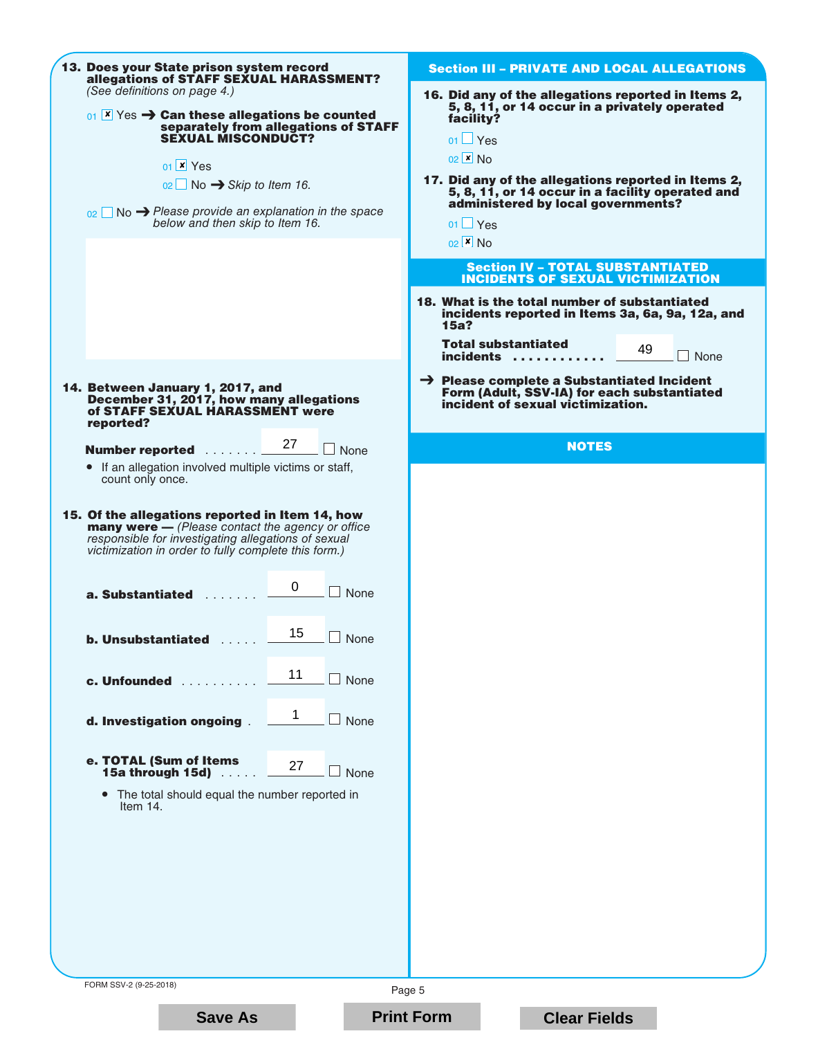**13. Does your State prison system record allegations of STAFF SEXUAL HARASSMENT?** *(See definitions on page 4.)*

01 ☒ Yes ➔ **Can these allegations be counted separately from allegations of STAFF SEXUAL MISCONDUCT?**

01 ☒ Yes

02 ☐ No ➔ *Skip to Item 16.*

02 ☐ No ➔ *Please provide an explanation in the space below and then skip to Item 16.*

**14. Between January 1, 2017, and December 31, 2017, how many allegations of STAFF SEXUAL HARASSMENT were reported?**

**Number reported** . . . . . . . 27 ☐ None

- If an allegation involved multiple victims or staff, count only once.

**15. Of the allegations reported in Item 14, how many were —** *(Please contact the agency or office responsible for investigating allegations of sexual victimization in order to fully complete this form.)*

**a. Substantiated** . . . . . . . 0 ☐ None

**b. Unsubstantiated** . . . . . 15 ☐ None

**c. Unfounded** . . . . . . . . . . 11 ☐ None

**d. Investigation ongoing** . 1 ☐ None

**e. TOTAL (Sum of Items 15a through 15d)** . . . . . 27 ☐ None

- The total should equal the number reported in Item 14.

## Section III – PRIVATE AND LOCAL ALLEGATIONS

**16. Did any of the allegations reported in Items 2, 5, 8, 11, or 14 occur in a privately operated facility?**

01 ☐ Yes

02 ☒ No

**17. Did any of the allegations reported in Items 2, 5, 8, 11, or 14 occur in a facility operated and administered by local governments?**

01 ☐ Yes

02 ☒ No

## Section IV – TOTAL SUBSTANTIATED INCIDENTS OF SEXUAL VICTIMIZATION

**18. What is the total number of substantiated incidents reported in Items 3a, 6a, 9a, 12a, and 15a?**

**Total substantiated incidents** . . . . . . . . . . . . 49 ☐ None

➔ **Please complete a Substantiated Incident Form (Adult, SSV-IA) for each substantiated incident of sexual victimization.**

## NOTES

FORM SSV-2 (9-25-2018)

Save As | Print Form | Clear Fields